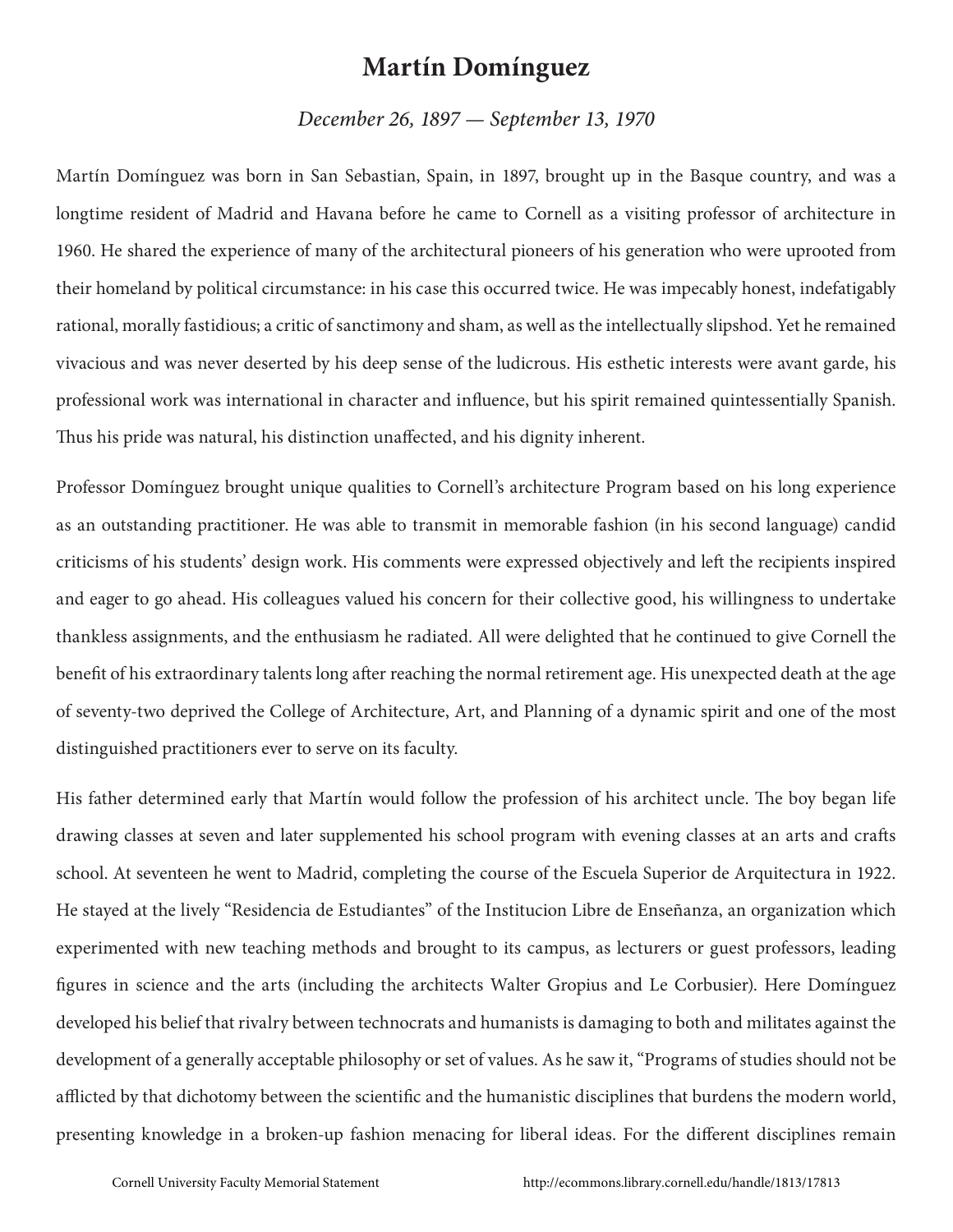# Martín Domínguez

*December 26, 1897 — September 13, 1970*

Martín Domínguez was born in San Sebastian, Spain, in 1897, brought up in the Basque country, and was a longtime resident of Madrid and Havana before he came to Cornell as a visiting professor of architecture in 1960. He shared the experience of many of the architectural pioneers of his generation who were uprooted from their homeland by political circumstance: in his case this occurred twice. He was impecably honest, indefatigably rational, morally fastidious; a critic of sanctimony and sham, as well as the intellectually slipshod. Yet he remained vivacious and was never deserted by his deep sense of the ludicrous. His esthetic interests were avant garde, his professional work was international in character and influence, but his spirit remained quintessentially Spanish. Thus his pride was natural, his distinction unaffected, and his dignity inherent.

Professor Domínguez brought unique qualities to Cornell's architecture Program based on his long experience as an outstanding practitioner. He was able to transmit in memorable fashion (in his second language) candid criticisms of his students' design work. His comments were expressed objectively and left the recipients inspired and eager to go ahead. His colleagues valued his concern for their collective good, his willingness to undertake thankless assignments, and the enthusiasm he radiated. All were delighted that he continued to give Cornell the benefit of his extraordinary talents long after reaching the normal retirement age. His unexpected death at the age of seventy-two deprived the College of Architecture, Art, and Planning of a dynamic spirit and one of the most distinguished practitioners ever to serve on its faculty.

His father determined early that Martín would follow the profession of his architect uncle. The boy began life drawing classes at seven and later supplemented his school program with evening classes at an arts and crafts school. At seventeen he went to Madrid, completing the course of the Escuela Superior de Arquitectura in 1922. He stayed at the lively "Residencia de Estudiantes" of the Institucion Libre de Enseñanza, an organization which experimented with new teaching methods and brought to its campus, as lecturers or guest professors, leading figures in science and the arts (including the architects Walter Gropius and Le Corbusier). Here Domínguez developed his belief that rivalry between technocrats and humanists is damaging to both and militates against the development of a generally acceptable philosophy or set of values. As he saw it, "Programs of studies should not be afflicted by that dichotomy between the scientific and the humanistic disciplines that burdens the modern world, presenting knowledge in a broken-up fashion menacing for liberal ideas. For the different disciplines remain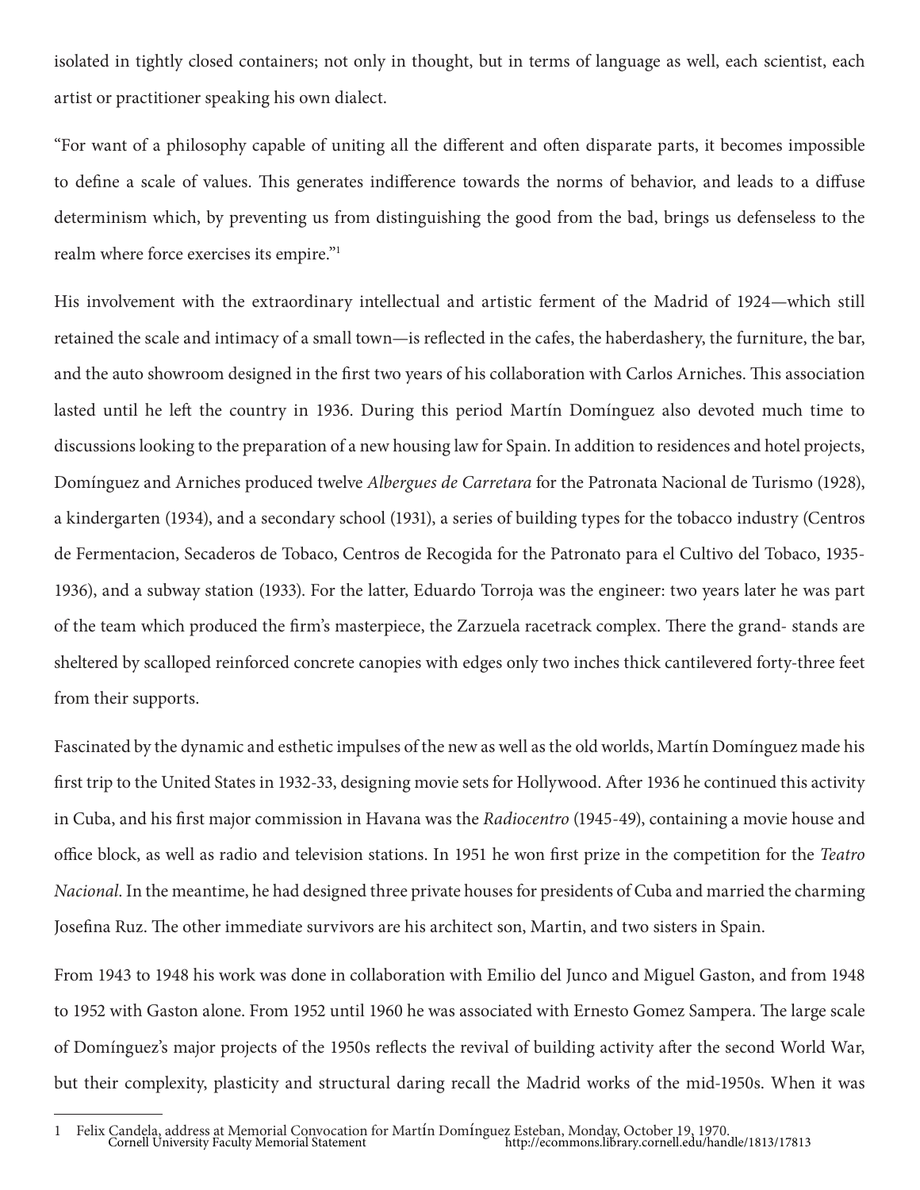isolated in tightly closed containers; not only in thought, but in terms of language as well, each scientist, each artist or practitioner speaking his own dialect.

"For want of a philosophy capable of uniting all the different and often disparate parts, it becomes impossible to define a scale of values. This generates indifference towards the norms of behavior, and leads to a diffuse determinism which, by preventing us from distinguishing the good from the bad, brings us defenseless to the realm where force exercises its empire."[1]

His involvement with the extraordinary intellectual and artistic ferment of the Madrid of 1924—which still retained the scale and intimacy of a small town—is reflected in the cafes, the haberdashery, the furniture, the bar, and the auto showroom designed in the first two years of his collaboration with Carlos Arniches. This association lasted until he left the country in 1936. During this period Martín Domínguez also devoted much time to discussions looking to the preparation of a new housing law for Spain. In addition to residences and hotel projects, Domínguez and Arniches produced twelve *Albergues de Carretara* for the Patronata Nacional de Turismo (1928), a kindergarten (1934), and a secondary school (1931), a series of building types for the tobacco industry (Centros de Fermentacion, Secaderos de Tobaco, Centros de Recogida for the Patronato para el Cultivo del Tobaco, 1935-1936), and a subway station (1933). For the latter, Eduardo Torroja was the engineer: two years later he was part of the team which produced the firm's masterpiece, the Zarzuela racetrack complex. There the grand- stands are sheltered by scalloped reinforced concrete canopies with edges only two inches thick cantilevered forty-three feet from their supports.

Fascinated by the dynamic and esthetic impulses of the new as well as the old worlds, Martín Domínguez made his first trip to the United States in 1932-33, designing movie sets for Hollywood. After 1936 he continued this activity in Cuba, and his first major commission in Havana was the *Radiocentro* (1945-49), containing a movie house and office block, as well as radio and television stations. In 1951 he won first prize in the competition for the *Teatro Nacional*. In the meantime, he had designed three private houses for presidents of Cuba and married the charming Josefina Ruz. The other immediate survivors are his architect son, Martin, and two sisters in Spain.

From 1943 to 1948 his work was done in collaboration with Emilio del Junco and Miguel Gaston, and from 1948 to 1952 with Gaston alone. From 1952 until 1960 he was associated with Ernesto Gomez Sampera. The large scale of Domínguez's major projects of the 1950s reflects the revival of building activity after the second World War, but their complexity, plasticity and structural daring recall the Madrid works of the mid-1950s. When it was

---

1 Felix Candela, address at Memorial Convocation for Martín Domínguez Esteban, Monday, October 19, 1970.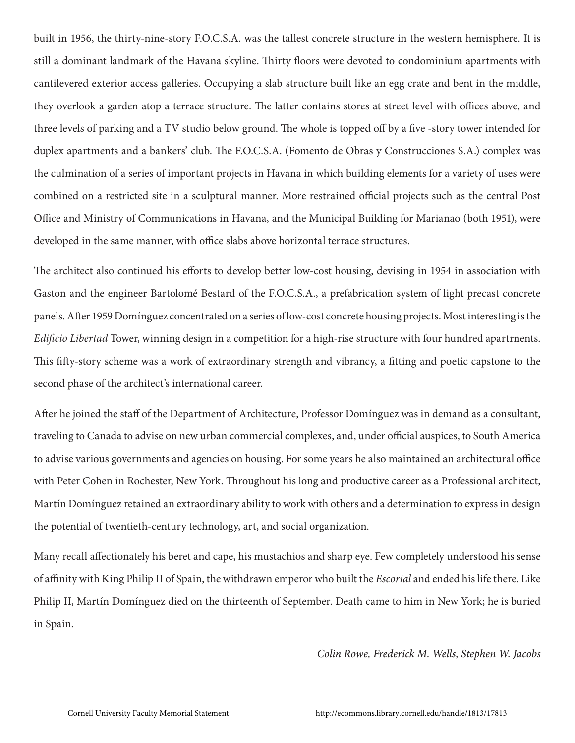built in 1956, the thirty-nine-story F.O.C.S.A. was the tallest concrete structure in the western hemisphere. It is still a dominant landmark of the Havana skyline. Thirty floors were devoted to condominium apartments with cantilevered exterior access galleries. Occupying a slab structure built like an egg crate and bent in the middle, they overlook a garden atop a terrace structure. The latter contains stores at street level with offices above, and three levels of parking and a TV studio below ground. The whole is topped off by a five -story tower intended for duplex apartments and a bankers' club. The F.O.C.S.A. (Fomento de Obras y Construcciones S.A.) complex was the culmination of a series of important projects in Havana in which building elements for a variety of uses were combined on a restricted site in a sculptural manner. More restrained official projects such as the central Post Office and Ministry of Communications in Havana, and the Municipal Building for Marianao (both 1951), were developed in the same manner, with office slabs above horizontal terrace structures.

The architect also continued his efforts to develop better low-cost housing, devising in 1954 in association with Gaston and the engineer Bartolomé Bestard of the F.O.C.S.A., a prefabrication system of light precast concrete panels. After 1959 Domínguez concentrated on a series of low-cost concrete housing projects. Most interesting is the *Edificio Libertad* Tower, winning design in a competition for a high-rise structure with four hundred apartrnents. This fifty-story scheme was a work of extraordinary strength and vibrancy, a fitting and poetic capstone to the second phase of the architect's international career.

After he joined the staff of the Department of Architecture, Professor Domínguez was in demand as a consultant, traveling to Canada to advise on new urban commercial complexes, and, under official auspices, to South America to advise various governments and agencies on housing. For some years he also maintained an architectural office with Peter Cohen in Rochester, New York. Throughout his long and productive career as a Professional architect, Martín Domínguez retained an extraordinary ability to work with others and a determination to express in design the potential of twentieth-century technology, art, and social organization.

Many recall affectionately his beret and cape, his mustachios and sharp eye. Few completely understood his sense of affinity with King Philip II of Spain, the withdrawn emperor who built the *Escorial* and ended his life there. Like Philip II, Martín Domínguez died on the thirteenth of September. Death came to him in New York; he is buried in Spain.

*Colin Rowe, Frederick M. Wells, Stephen W. Jacobs*